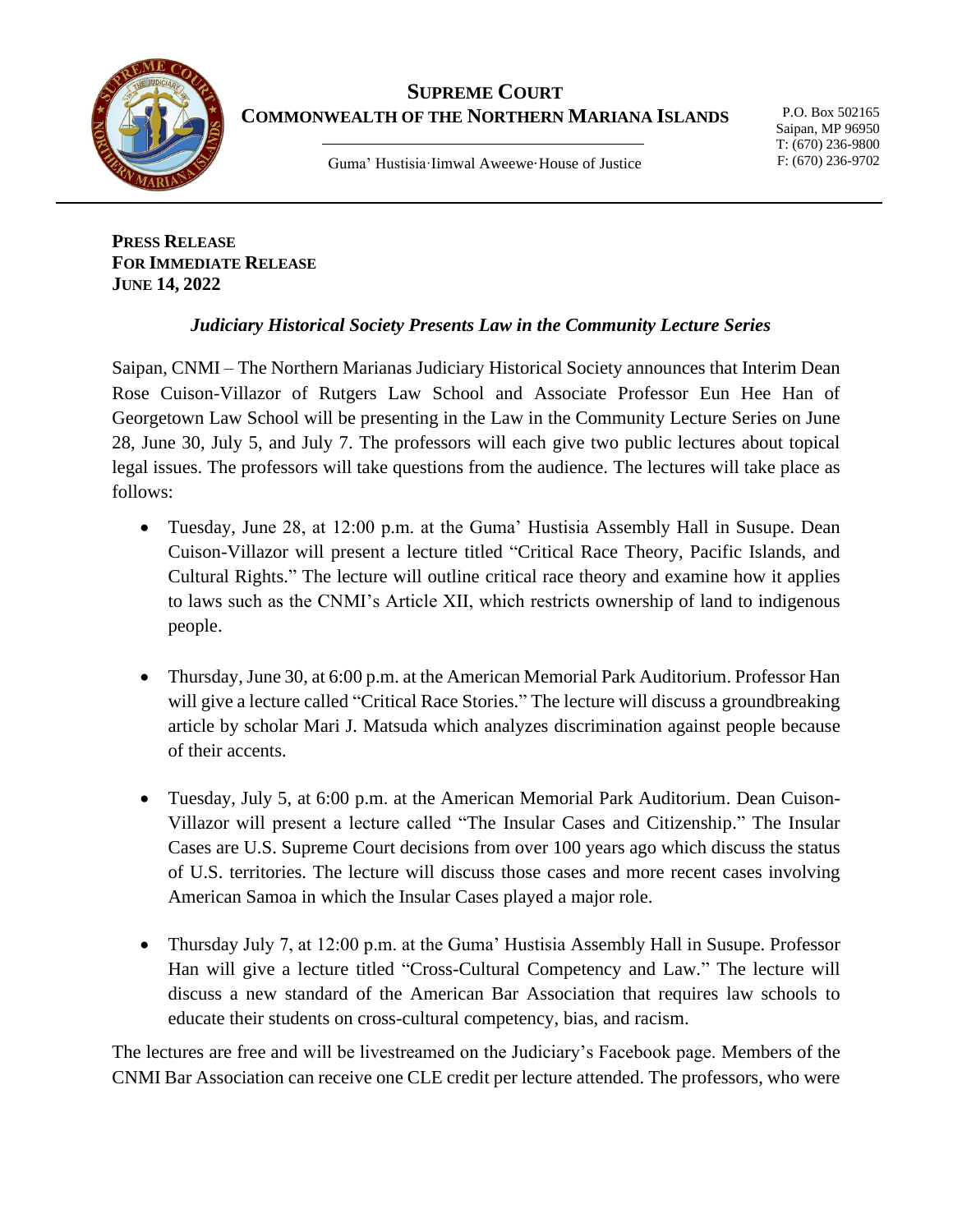# SUPREME COURT
## COMMONWEALTH OF THE NORTHERN MARIANA ISLANDS

Guma' Hustisia·Iimwal Aweewe·House of Justice

P.O. Box 502165
Saipan, MP 96950
T: (670) 236-9800
F: (670) 236-9702

---

**PRESS RELEASE**
**FOR IMMEDIATE RELEASE**
**JUNE 14, 2022**

***Judiciary Historical Society Presents Law in the Community Lecture Series***

Saipan, CNMI – The Northern Marianas Judiciary Historical Society announces that Interim Dean Rose Cuison-Villazor of Rutgers Law School and Associate Professor Eun Hee Han of Georgetown Law School will be presenting in the Law in the Community Lecture Series on June 28, June 30, July 5, and July 7. The professors will each give two public lectures about topical legal issues. The professors will take questions from the audience. The lectures will take place as follows:

- Tuesday, June 28, at 12:00 p.m. at the Guma' Hustisia Assembly Hall in Susupe. Dean Cuison-Villazor will present a lecture titled "Critical Race Theory, Pacific Islands, and Cultural Rights." The lecture will outline critical race theory and examine how it applies to laws such as the CNMI's Article XII, which restricts ownership of land to indigenous people.

- Thursday, June 30, at 6:00 p.m. at the American Memorial Park Auditorium. Professor Han will give a lecture called "Critical Race Stories." The lecture will discuss a groundbreaking article by scholar Mari J. Matsuda which analyzes discrimination against people because of their accents.

- Tuesday, July 5, at 6:00 p.m. at the American Memorial Park Auditorium. Dean Cuison-Villazor will present a lecture called "The Insular Cases and Citizenship." The Insular Cases are U.S. Supreme Court decisions from over 100 years ago which discuss the status of U.S. territories. The lecture will discuss those cases and more recent cases involving American Samoa in which the Insular Cases played a major role.

- Thursday July 7, at 12:00 p.m. at the Guma' Hustisia Assembly Hall in Susupe. Professor Han will give a lecture titled "Cross-Cultural Competency and Law." The lecture will discuss a new standard of the American Bar Association that requires law schools to educate their students on cross-cultural competency, bias, and racism.

The lectures are free and will be livestreamed on the Judiciary's Facebook page. Members of the CNMI Bar Association can receive one CLE credit per lecture attended. The professors, who were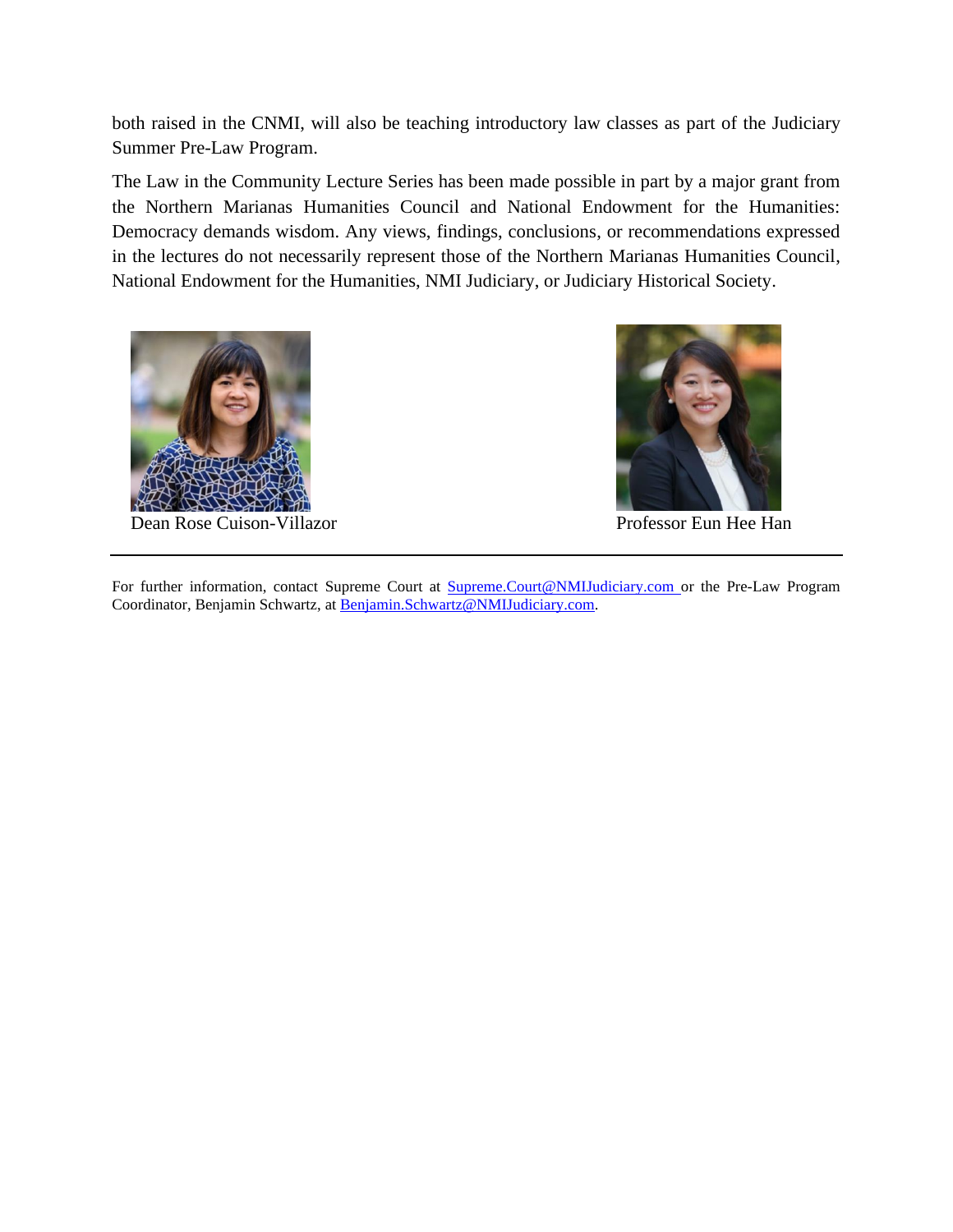both raised in the CNMI, will also be teaching introductory law classes as part of the Judiciary Summer Pre-Law Program.

The Law in the Community Lecture Series has been made possible in part by a major grant from the Northern Marianas Humanities Council and National Endowment for the Humanities: Democracy demands wisdom. Any views, findings, conclusions, or recommendations expressed in the lectures do not necessarily represent those of the Northern Marianas Humanities Council, National Endowment for the Humanities, NMI Judiciary, or Judiciary Historical Society.

Dean Rose Cuison-Villazor

Professor Eun Hee Han

---

For further information, contact Supreme Court at [Supreme.Court@NMIJudiciary.com](mailto:Supreme.Court@NMIJudiciary.com) or the Pre-Law Program Coordinator, Benjamin Schwartz, at [Benjamin.Schwartz@NMIJudiciary.com](mailto:Benjamin.Schwartz@NMIJudiciary.com).